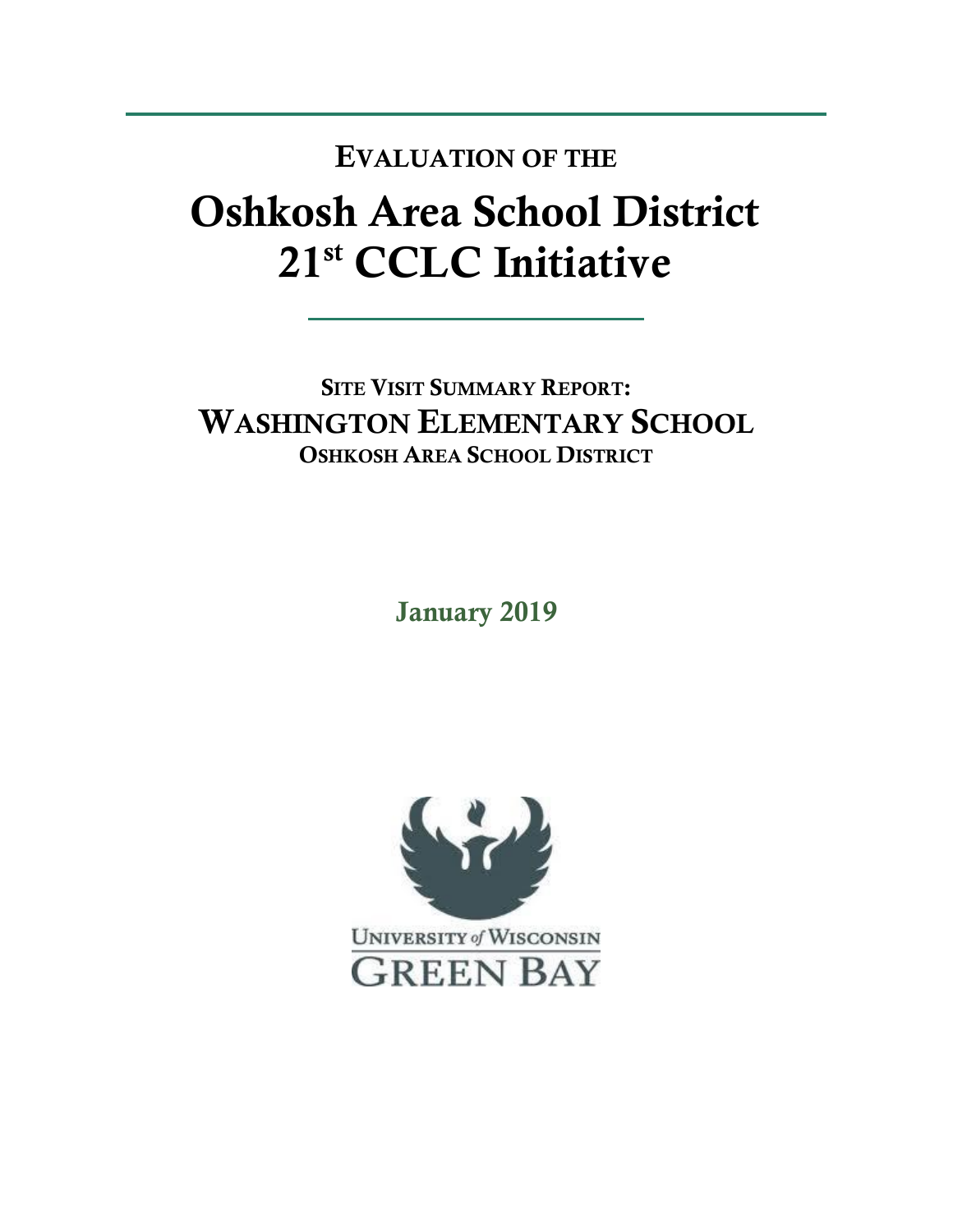## EVALUATION OF THE

# Oshkosh Area School District 21st CCLC Initiative

### SITE VISIT SUMMARY REPORT:

## WASHINGTON ELEMENTARY SCHOOL

### OSHKOSH AREA SCHOOL DISTRICT

**January 2019**

UNIVERSITY *of* WISCONSIN
GREEN BAY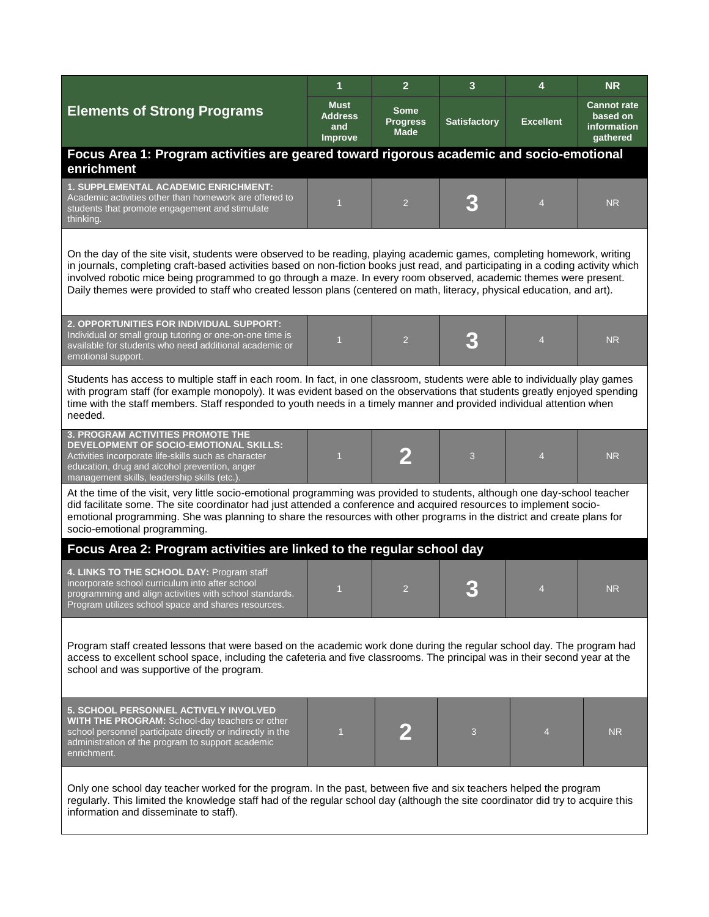| Elements of Strong Programs | 1<br>Must Address and Improve | 2<br>Some Progress Made | 3<br>Satisfactory | 4<br>Excellent | NR<br>Cannot rate based on information gathered |
|---|---|---|---|---|---|
| **Focus Area 1: Program activities are geared toward rigorous academic and socio-emotional enrichment** | | | | | |
| **1. SUPPLEMENTAL ACADEMIC ENRICHMENT:** Academic activities other than homework are offered to students that promote engagement and stimulate thinking. | 1 | 2 | **3** | 4 | NR |
| On the day of the site visit, students were observed to be reading, playing academic games, completing homework, writing in journals, completing craft-based activities based on non-fiction books just read, and participating in a coding activity which involved robotic mice being programmed to go through a maze. In every room observed, academic themes were present. Daily themes were provided to staff who created lesson plans (centered on math, literacy, physical education, and art). | | | | | |
| **2. OPPORTUNITIES FOR INDIVIDUAL SUPPORT:** Individual or small group tutoring or one-on-one time is available for students who need additional academic or emotional support. | 1 | 2 | **3** | 4 | NR |
| Students has access to multiple staff in each room. In fact, in one classroom, students were able to individually play games with program staff (for example monopoly). It was evident based on the observations that students greatly enjoyed spending time with the staff members. Staff responded to youth needs in a timely manner and provided individual attention when needed. | | | | | |
| **3. PROGRAM ACTIVITIES PROMOTE THE DEVELOPMENT OF SOCIO-EMOTIONAL SKILLS:** Activities incorporate life-skills such as character education, drug and alcohol prevention, anger management skills, leadership skills (etc.). | 1 | **2** | 3 | 4 | NR |
| At the time of the visit, very little socio-emotional programming was provided to students, although one day-school teacher did facilitate some. The site coordinator had just attended a conference and acquired resources to implement socio-emotional programming. She was planning to share the resources with other programs in the district and create plans for socio-emotional programming. | | | | | |
| **Focus Area 2: Program activities are linked to the regular school day** | | | | | |
| **4. LINKS TO THE SCHOOL DAY:** Program staff incorporate school curriculum into after school programming and align activities with school standards. Program utilizes school space and shares resources. | 1 | 2 | **3** | 4 | NR |
| Program staff created lessons that were based on the academic work done during the regular school day. The program had access to excellent school space, including the cafeteria and five classrooms. The principal was in their second year at the school and was supportive of the program. | | | | | |
| **5. SCHOOL PERSONNEL ACTIVELY INVOLVED WITH THE PROGRAM:** School-day teachers or other school personnel participate directly or indirectly in the administration of the program to support academic enrichment. | 1 | **2** | 3 | 4 | NR |
| Only one school day teacher worked for the program. In the past, between five and six teachers helped the program regularly. This limited the knowledge staff had of the regular school day (although the site coordinator did try to acquire this information and disseminate to staff). | | | | | |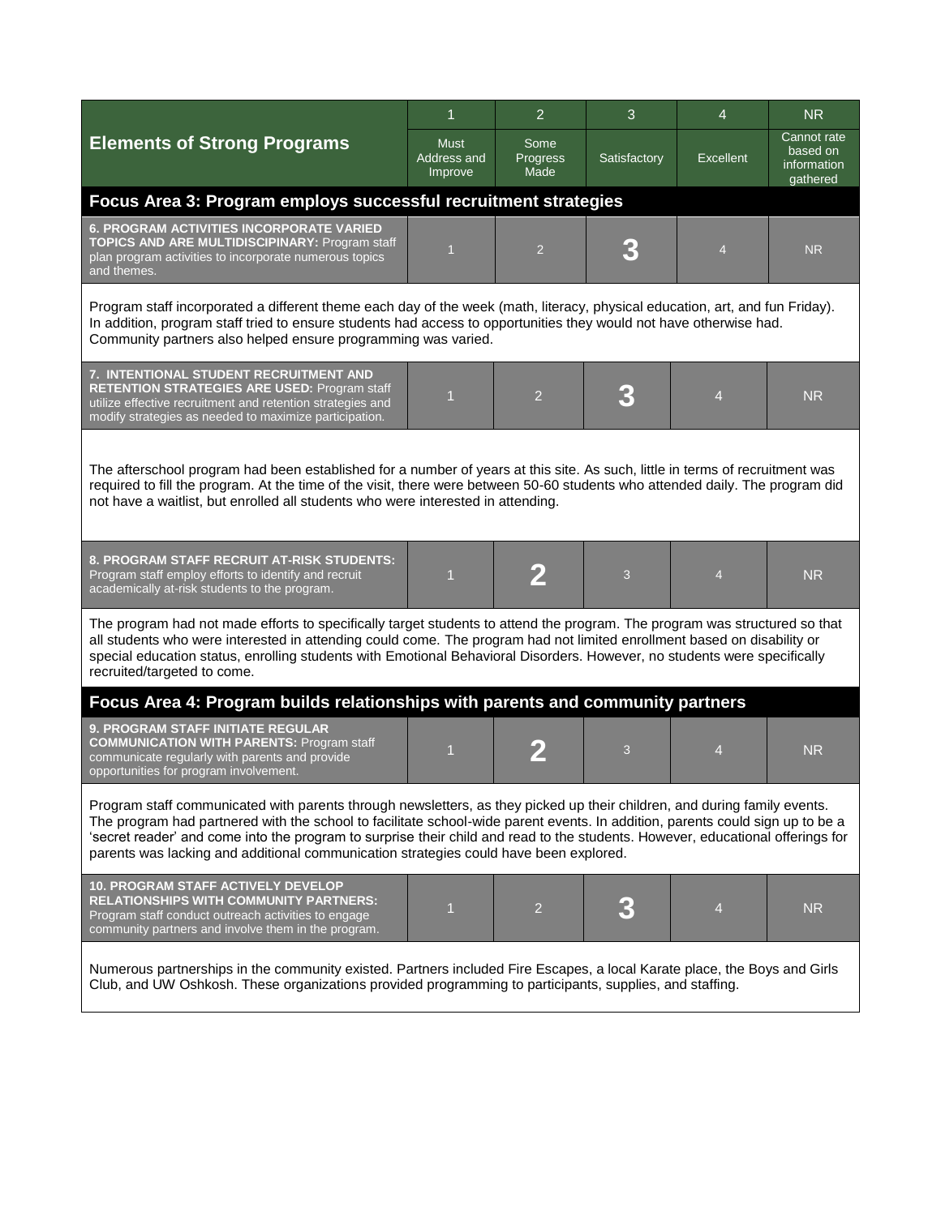| Elements of Strong Programs | 1<br>Must Address and Improve | 2<br>Some Progress Made | 3<br>Satisfactory | 4<br>Excellent | NR<br>Cannot rate based on information gathered |
|---|---|---|---|---|---|
| **Focus Area 3: Program employs successful recruitment strategies** | | | | | |
| **6. PROGRAM ACTIVITIES INCORPORATE VARIED TOPICS AND ARE MULTIDISCIPINARY:** Program staff plan program activities to incorporate numerous topics and themes. | 1 | 2 | **3** | 4 | NR |
| Program staff incorporated a different theme each day of the week (math, literacy, physical education, art, and fun Friday). In addition, program staff tried to ensure students had access to opportunities they would not have otherwise had. Community partners also helped ensure programming was varied. | | | | | |
| **7. INTENTIONAL STUDENT RECRUITMENT AND RETENTION STRATEGIES ARE USED:** Program staff utilize effective recruitment and retention strategies and modify strategies as needed to maximize participation. | 1 | 2 | **3** | 4 | NR |
| The afterschool program had been established for a number of years at this site. As such, little in terms of recruitment was required to fill the program. At the time of the visit, there were between 50-60 students who attended daily. The program did not have a waitlist, but enrolled all students who were interested in attending. | | | | | |
| **8. PROGRAM STAFF RECRUIT AT-RISK STUDENTS:** Program staff employ efforts to identify and recruit academically at-risk students to the program. | 1 | **2** | 3 | 4 | NR |
| The program had not made efforts to specifically target students to attend the program. The program was structured so that all students who were interested in attending could come. The program had not limited enrollment based on disability or special education status, enrolling students with Emotional Behavioral Disorders. However, no students were specifically recruited/targeted to come. | | | | | |
| **Focus Area 4: Program builds relationships with parents and community partners** | | | | | |
| **9. PROGRAM STAFF INITIATE REGULAR COMMUNICATION WITH PARENTS:** Program staff communicate regularly with parents and provide opportunities for program involvement. | 1 | **2** | 3 | 4 | NR |
| Program staff communicated with parents through newsletters, as they picked up their children, and during family events. The program had partnered with the school to facilitate school-wide parent events. In addition, parents could sign up to be a 'secret reader' and come into the program to surprise their child and read to the students. However, educational offerings for parents was lacking and additional communication strategies could have been explored. | | | | | |
| **10. PROGRAM STAFF ACTIVELY DEVELOP RELATIONSHIPS WITH COMMUNITY PARTNERS:** Program staff conduct outreach activities to engage community partners and involve them in the program. | 1 | 2 | **3** | 4 | NR |
| Numerous partnerships in the community existed. Partners included Fire Escapes, a local Karate place, the Boys and Girls Club, and UW Oshkosh. These organizations provided programming to participants, supplies, and staffing. | | | | | |